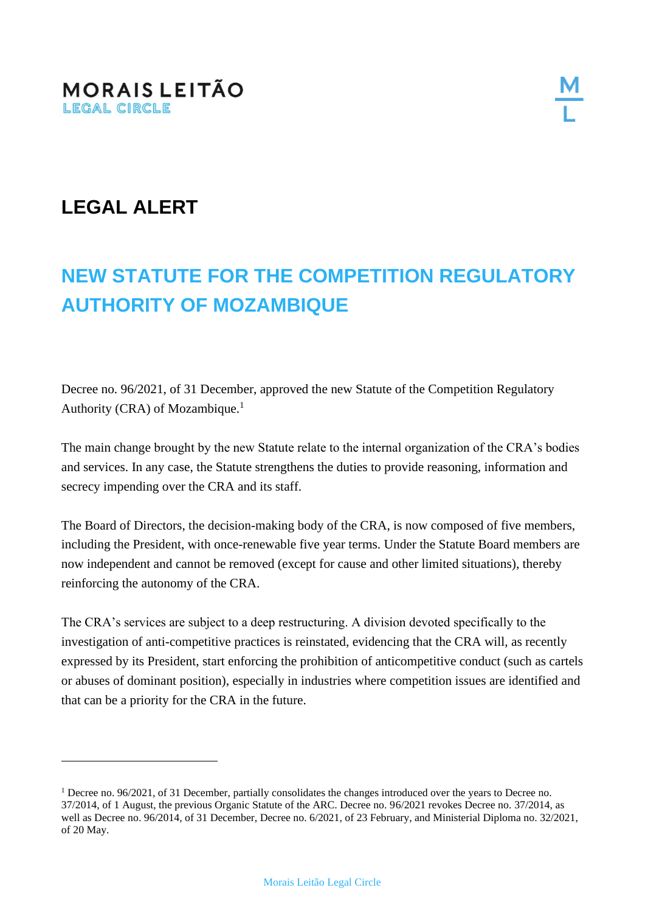MORAIS LEITÃO
LEGAL CIRCLE

## LEGAL ALERT

# NEW STATUTE FOR THE COMPETITION REGULATORY AUTHORITY OF MOZAMBIQUE

Decree no. 96/2021, of 31 December, approved the new Statute of the Competition Regulatory Authority (CRA) of Mozambique.[1]

The main change brought by the new Statute relate to the internal organization of the CRA's bodies and services. In any case, the Statute strengthens the duties to provide reasoning, information and secrecy impending over the CRA and its staff.

The Board of Directors, the decision-making body of the CRA, is now composed of five members, including the President, with once-renewable five year terms. Under the Statute Board members are now independent and cannot be removed (except for cause and other limited situations), thereby reinforcing the autonomy of the CRA.

The CRA's services are subject to a deep restructuring. A division devoted specifically to the investigation of anti-competitive practices is reinstated, evidencing that the CRA will, as recently expressed by its President, start enforcing the prohibition of anticompetitive conduct (such as cartels or abuses of dominant position), especially in industries where competition issues are identified and that can be a priority for the CRA in the future.

---

[1] Decree no. 96/2021, of 31 December, partially consolidates the changes introduced over the years to Decree no. 37/2014, of 1 August, the previous Organic Statute of the ARC. Decree no. 96/2021 revokes Decree no. 37/2014, as well as Decree no. 96/2014, of 31 December, Decree no. 6/2021, of 23 February, and Ministerial Diploma no. 32/2021, of 20 May.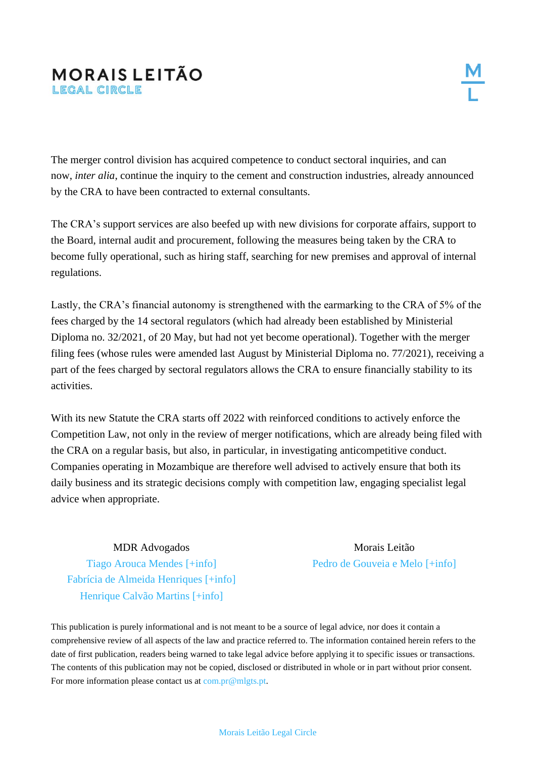The merger control division has acquired competence to conduct sectoral inquiries, and can now, *inter alia*, continue the inquiry to the cement and construction industries, already announced by the CRA to have been contracted to external consultants.

The CRA's support services are also beefed up with new divisions for corporate affairs, support to the Board, internal audit and procurement, following the measures being taken by the CRA to become fully operational, such as hiring staff, searching for new premises and approval of internal regulations.

Lastly, the CRA's financial autonomy is strengthened with the earmarking to the CRA of 5% of the fees charged by the 14 sectoral regulators (which had already been established by Ministerial Diploma no. 32/2021, of 20 May, but had not yet become operational). Together with the merger filing fees (whose rules were amended last August by Ministerial Diploma no. 77/2021), receiving a part of the fees charged by sectoral regulators allows the CRA to ensure financially stability to its activities.

With its new Statute the CRA starts off 2022 with reinforced conditions to actively enforce the Competition Law, not only in the review of merger notifications, which are already being filed with the CRA on a regular basis, but also, in particular, in investigating anticompetitive conduct. Companies operating in Mozambique are therefore well advised to actively ensure that both its daily business and its strategic decisions comply with competition law, engaging specialist legal advice when appropriate.

MDR Advogados
Tiago Arouca Mendes [+info]
Fabrícia de Almeida Henriques [+info]
Henrique Calvão Martins [+info]

Morais Leitão
Pedro de Gouveia e Melo [+info]

This publication is purely informational and is not meant to be a source of legal advice, nor does it contain a comprehensive review of all aspects of the law and practice referred to. The information contained herein refers to the date of first publication, readers being warned to take legal advice before applying it to specific issues or transactions. The contents of this publication may not be copied, disclosed or distributed in whole or in part without prior consent. For more information please contact us at com.pr@mlgts.pt.